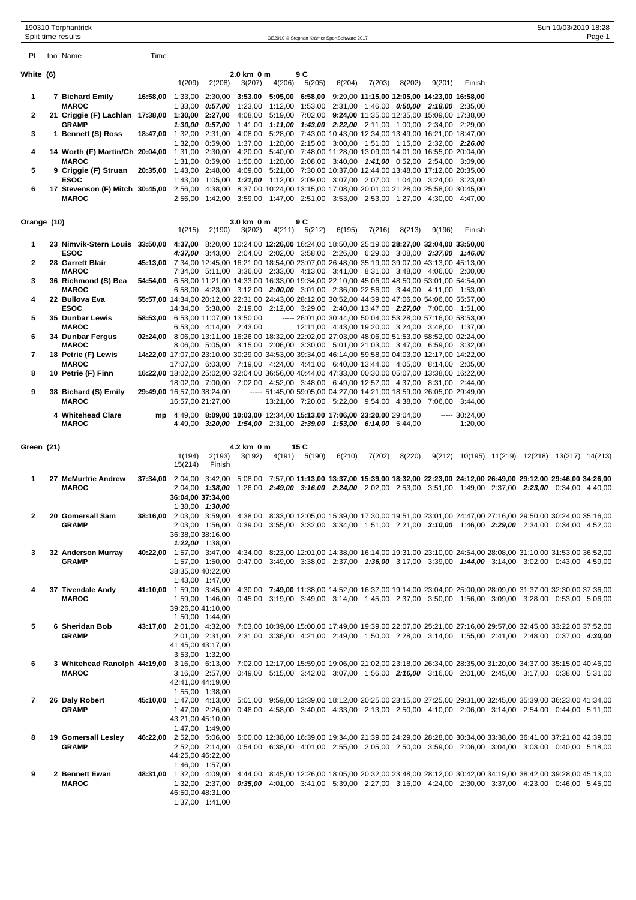190310 Torphantrick
Split time results

OE2010 © Stephan Krämer SportSoftware 2017

Sun 10/03/2019 18:28

## White (6)

2.0 km 0 m, 9 C

| Pl | tno | Name | Time | 1(209) | 2(208) | 3(207) | 4(206) | 5(205) | 6(204) | 7(203) | 8(202) | 9(201) | Finish |
|---|---|---|---|---|---|---|---|---|---|---|---|---|---|
| 1 | 7 | **Bichard Emily** | **16:58,00** | 1:33,00 | 2:30,00 | **3:53,00** | **5:05,00** | **6:58,00** | 9:29,00 | **11:15,00** | **12:05,00** | **14:23,00** | **16:58,00** |
| | | | | 1:33,00 | ***0:57,00*** | 1:23,00 | 1:12,00 | 1:53,00 | 2:31,00 | 1:46,00 | ***0:50,00*** | ***2:18,00*** | 2:35,00 |
| 2 | 21 | **Criggie (F) Lachlan** | **17:38,00** | **1:30,00** | **2:27,00** | 4:08,00 | 5:19,00 | 7:02,00 | **9:24,00** | 11:35,00 | 12:35,00 | 15:09,00 | 17:38,00 |
| | | **GRAMP** | | ***1:30,00*** | ***0:57,00*** | 1:41,00 | ***1:11,00*** | ***1:43,00*** | ***2:22,00*** | 2:11,00 | 1:00,00 | 2:34,00 | 2:29,00 |
| 3 | 1 | **Bennett (S) Ross** | **18:47,00** | 1:32,00 | 2:31,00 | 4:08,00 | 5:28,00 | 7:43,00 | 10:43,00 | 12:34,00 | 13:49,00 | 16:21,00 | 18:47,00 |
| | | | | 1:32,00 | 0:59,00 | 1:37,00 | 1:20,00 | 2:15,00 | 3:00,00 | 1:51,00 | 1:15,00 | 2:32,00 | ***2:26,00*** |
| 4 | 14 | **Worth (F) Martin/Ch** | **20:04,00** | 1:31,00 | 2:30,00 | 4:20,00 | 5:40,00 | 7:48,00 | 11:28,00 | 13:09,00 | 14:01,00 | 16:55,00 | 20:04,00 |
| | | **MAROC** | | 1:31,00 | 0:59,00 | 1:50,00 | 1:20,00 | 2:08,00 | 3:40,00 | ***1:41,00*** | 0:52,00 | 2:54,00 | 3:09,00 |
| 5 | 9 | **Criggie (F) Struan** | **20:35,00** | 1:43,00 | 2:48,00 | 4:09,00 | 5:21,00 | 7:30,00 | 10:37,00 | 12:44,00 | 13:48,00 | 17:12,00 | 20:35,00 |
| | | **ESOC** | | 1:43,00 | 1:05,00 | ***1:21,00*** | 1:12,00 | 2:09,00 | 3:07,00 | 2:07,00 | 1:04,00 | 3:24,00 | 3:23,00 |
| 6 | 17 | **Stevenson (F) Mitch** | **30:45,00** | 2:56,00 | 4:38,00 | 8:37,00 | 10:24,00 | 13:15,00 | 17:08,00 | 20:01,00 | 21:28,00 | 25:58,00 | 30:45,00 |
| | | **MAROC** | | 2:56,00 | 1:42,00 | 3:59,00 | 1:47,00 | 2:51,00 | 3:53,00 | 2:53,00 | 1:27,00 | 4:30,00 | 4:47,00 |

## Orange (10)

3.0 km 0 m, 9 C

| Pl | tno | Name | Time | 1(215) | 2(190) | 3(202) | 4(211) | 5(212) | 6(195) | 7(216) | 8(213) | 9(196) | Finish |
|---|---|---|---|---|---|---|---|---|---|---|---|---|---|
| 1 | 23 | **Nimvik-Stern Louis** | **33:50,00** | **4:37,00** | 8:20,00 | 10:24,00 | **12:26,00** | 16:24,00 | 18:50,00 | 25:19,00 | **28:27,00** | **32:04,00** | **33:50,00** |
| | | **ESOC** | | ***4:37,00*** | 3:43,00 | 2:04,00 | 2:02,00 | 3:58,00 | 2:26,00 | 6:29,00 | 3:08,00 | ***3:37,00*** | ***1:46,00*** |
| 2 | 28 | **Garrett Blair** | **45:13,00** | 7:34,00 | 12:45,00 | 16:21,00 | 18:54,00 | 23:07,00 | 26:48,00 | 35:19,00 | 39:07,00 | 43:13,00 | 45:13,00 |
| | | **MAROC** | | 7:34,00 | 5:11,00 | 3:36,00 | 2:33,00 | 4:13,00 | 3:41,00 | 8:31,00 | 3:48,00 | 4:06,00 | 2:00,00 |
| 3 | 36 | **Richmond (S) Bea** | **54:54,00** | 6:58,00 | 11:21,00 | 14:33,00 | 16:33,00 | 19:34,00 | 22:10,00 | 45:06,00 | 48:50,00 | 53:01,00 | 54:54,00 |
| | | **MAROC** | | 6:58,00 | 4:23,00 | 3:12,00 | ***2:00,00*** | 3:01,00 | 2:36,00 | 22:56,00 | 3:44,00 | 4:11,00 | 1:53,00 |
| 4 | 22 | **Bullova Eva** | **55:57,00** | 14:34,00 | 20:12,00 | 22:31,00 | 24:43,00 | 28:12,00 | 30:52,00 | 44:39,00 | 47:06,00 | 54:06,00 | 55:57,00 |
| | | **ESOC** | | 14:34,00 | 5:38,00 | 2:19,00 | 2:12,00 | 3:29,00 | 2:40,00 | 13:47,00 | ***2:27,00*** | 7:00,00 | 1:51,00 |
| 5 | 35 | **Dunbar Lewis** | **58:53,00** | 6:53,00 | 11:07,00 | 13:50,00 | | ----- | 26:01,00 | 30:44,00 | 50:04,00 | 53:28,00 | 57:16,00 | 58:53,00 |
| | | **MAROC** | | 6:53,00 | 4:14,00 | 2:43,00 | | | 12:11,00 | 4:43,00 | 19:20,00 | 3:24,00 | 3:48,00 | 1:37,00 |
| 6 | 34 | **Dunbar Fergus** | **02:24,00** | 8:06,00 | 13:11,00 | 16:26,00 | 18:32,00 | 22:02,00 | 27:03,00 | 48:06,00 | 51:53,00 | 58:52,00 | 02:24,00 |
| | | **MAROC** | | 8:06,00 | 5:05,00 | 3:15,00 | 2:06,00 | 3:30,00 | 5:01,00 | 21:03,00 | 3:47,00 | 6:59,00 | 3:32,00 |
| 7 | 18 | **Petrie (F) Lewis** | **14:22,00** | 17:07,00 | 23:10,00 | 30:29,00 | 34:53,00 | 39:34,00 | 46:14,00 | 59:58,00 | 04:03,00 | 12:17,00 | 14:22,00 |
| | | **MAROC** | | 17:07,00 | 6:03,00 | 7:19,00 | 4:24,00 | 4:41,00 | 6:40,00 | 13:44,00 | 4:05,00 | 8:14,00 | 2:05,00 |
| 8 | 10 | **Petrie (F) Finn** | **16:22,00** | 18:02,00 | 25:02,00 | 32:04,00 | 36:56,00 | 40:44,00 | 47:33,00 | 00:30,00 | 05:07,00 | 13:38,00 | 16:22,00 |
| | | | | 18:02,00 | 7:00,00 | 7:02,00 | 4:52,00 | 3:48,00 | 6:49,00 | 12:57,00 | 4:37,00 | 8:31,00 | 2:44,00 |
| 9 | 38 | **Bichard (S) Emily** | **29:49,00** | 16:57,00 | 38:24,00 | ----- | 51:45,00 | 59:05,00 | 04:27,00 | 14:21,00 | 18:59,00 | 26:05,00 | 29:49,00 |
| | | **MAROC** | | 16:57,00 | 21:27,00 | | 13:21,00 | 7:20,00 | 5:22,00 | 9:54,00 | 4:38,00 | 7:06,00 | 3:44,00 |
| | 4 | **Whitehead Clare** | **mp** | 4:49,00 | **8:09,00** | **10:03,00** | 12:34,00 | **15:13,00** | **17:06,00** | **23:20,00** | 29:04,00 | ----- | 30:24,00 |
| | | **MAROC** | | 4:49,00 | ***3:20,00*** | ***1:54,00*** | 2:31,00 | ***2:39,00*** | ***1:53,00*** | ***6:14,00*** | 5:44,00 | | 1:20,00 |

## Green (21)

4.2 km 0 m, 15 C

| Pl | tno | Name | Time | 1(194) | 2(193) | 3(192) | 4(191) | 5(190) | 6(210) | 7(202) | 8(220) | 9(212) | 10(195) | 11(219) | 12(218) | 13(217) | 14(213) | 15(214) | Finish |
|---|---|---|---|---|---|---|---|---|---|---|---|---|---|---|---|---|---|---|---|
| 1 | 27 | **McMurtrie Andrew** | **37:34,00** | 2:04,00 | 3:42,00 | 5:08,00 | 7:57,00 | **11:13,00** | **13:37,00** | **15:39,00** | **18:32,00** | **22:23,00** | **24:12,00** | **26:49,00** | **29:12,00** | **29:46,00** | **34:26,00** | **36:04,00** | **37:34,00** |
| | | **MAROC** | | 2:04,00 | ***1:38,00*** | 1:26,00 | ***2:49,00*** | ***3:16,00*** | ***2:24,00*** | 2:02,00 | 2:53,00 | 3:51,00 | 1:49,00 | 2:37,00 | ***2:23,00*** | 0:34,00 | 4:40,00 | 1:38,00 | ***1:30,00*** |
| 2 | 20 | **Gomersall Sam** | **38:16,00** | 2:03,00 | 3:59,00 | 4:38,00 | 8:33,00 | 12:05,00 | 15:39,00 | 17:30,00 | 19:51,00 | 23:01,00 | 24:47,00 | 27:16,00 | 29:50,00 | 30:24,00 | 35:16,00 | 36:38,00 | 38:16,00 |
| | | **GRAMP** | | 2:03,00 | 1:56,00 | 0:39,00 | 3:55,00 | 3:32,00 | 3:34,00 | 1:51,00 | 2:21,00 | ***3:10,00*** | 1:46,00 | ***2:29,00*** | 2:34,00 | 0:34,00 | 4:52,00 | ***1:22,00*** | 1:38,00 |
| 3 | 32 | **Anderson Murray** | **40:22,00** | 1:57,00 | 3:47,00 | 4:34,00 | 8:23,00 | 12:01,00 | 14:38,00 | 16:14,00 | 19:31,00 | 23:10,00 | 24:54,00 | 28:08,00 | 31:10,00 | 31:53,00 | 36:52,00 | 38:35,00 | 40:22,00 |
| | | **GRAMP** | | 1:57,00 | 1:50,00 | 0:47,00 | 3:49,00 | 3:38,00 | 2:37,00 | ***1:36,00*** | 3:17,00 | 3:39,00 | ***1:44,00*** | 3:14,00 | 3:02,00 | 0:43,00 | 4:59,00 | 1:43,00 | 1:47,00 |
| 4 | 37 | **Tivendale Andy** | **41:10,00** | 1:59,00 | 3:45,00 | 4:30,00 | **7:49,00** | 11:38,00 | 14:52,00 | 16:37,00 | 19:14,00 | 23:04,00 | 25:00,00 | 28:09,00 | 31:37,00 | 32:30,00 | 37:36,00 | 39:26,00 | 41:10,00 |
| | | **MAROC** | | 1:59,00 | 1:46,00 | 0:45,00 | 3:19,00 | 3:49,00 | 3:14,00 | 1:45,00 | 2:37,00 | 3:50,00 | 1:56,00 | 3:09,00 | 3:28,00 | 0:53,00 | 5:06,00 | 1:50,00 | 1:44,00 |
| 5 | 6 | **Sheridan Bob** | **43:17,00** | 2:01,00 | 4:32,00 | 7:03,00 | 10:39,00 | 15:00,00 | 17:49,00 | 19:39,00 | 22:07,00 | 25:21,00 | 27:16,00 | 29:57,00 | 32:45,00 | 33:22,00 | 37:52,00 | 41:45,00 | 43:17,00 |
| | | **GRAMP** | | 2:01,00 | 2:31,00 | 2:31,00 | 3:36,00 | 4:21,00 | 2:49,00 | 1:50,00 | 2:28,00 | 3:14,00 | 1:55,00 | 2:41,00 | 2:48,00 | 0:37,00 | ***4:30,00*** | 3:53,00 | 1:32,00 |
| 6 | 3 | **Whitehead Ranolph** | **44:19,00** | 3:16,00 | 6:13,00 | 7:02,00 | 12:17,00 | 15:59,00 | 19:06,00 | 21:02,00 | 23:18,00 | 26:34,00 | 28:35,00 | 31:20,00 | 34:37,00 | 35:15,00 | 40:46,00 | 42:41,00 | 44:19,00 |
| | | **MAROC** | | 3:16,00 | 2:57,00 | 0:49,00 | 5:15,00 | 3:42,00 | 3:07,00 | 1:56,00 | ***2:16,00*** | 3:16,00 | 2:01,00 | 2:45,00 | 3:17,00 | 0:38,00 | 5:31,00 | 1:55,00 | 1:38,00 |
| 7 | 26 | **Daly Robert** | **45:10,00** | 1:47,00 | 4:13,00 | 5:01,00 | 9:59,00 | 13:39,00 | 18:12,00 | 20:25,00 | 23:15,00 | 27:25,00 | 29:31,00 | 32:45,00 | 35:39,00 | 36:23,00 | 41:34,00 | 43:21,00 | 45:10,00 |
| | | **GRAMP** | | 1:47,00 | 2:26,00 | 0:48,00 | 4:58,00 | 3:40,00 | 4:33,00 | 2:13,00 | 2:50,00 | 4:10,00 | 2:06,00 | 3:14,00 | 2:54,00 | 0:44,00 | 5:11,00 | 1:47,00 | 1:49,00 |
| 8 | 19 | **Gomersall Lesley** | **46:22,00** | 2:52,00 | 5:06,00 | 6:00,00 | 12:38,00 | 16:39,00 | 19:34,00 | 21:39,00 | 24:29,00 | 28:28,00 | 30:34,00 | 33:38,00 | 36:41,00 | 37:21,00 | 42:39,00 | 44:25,00 | 46:22,00 |
| | | **GRAMP** | | 2:52,00 | 2:14,00 | 0:54,00 | 6:38,00 | 4:01,00 | 2:55,00 | 2:05,00 | 2:50,00 | 3:59,00 | 2:06,00 | 3:04,00 | 3:03,00 | 0:40,00 | 5:18,00 | 1:46,00 | 1:57,00 |
| 9 | 2 | **Bennett Ewan** | **48:31,00** | 1:32,00 | 4:09,00 | 4:44,00 | 8:45,00 | 12:26,00 | 18:05,00 | 20:32,00 | 23:48,00 | 28:12,00 | 30:42,00 | 34:19,00 | 38:42,00 | 39:28,00 | 45:13,00 | 46:50,00 | 48:31,00 |
| | | **MAROC** | | 1:32,00 | 2:37,00 | ***0:35,00*** | 4:01,00 | 3:41,00 | 5:39,00 | 2:27,00 | 3:16,00 | 4:24,00 | 2:30,00 | 3:37,00 | 4:23,00 | 0:46,00 | 5:45,00 | 1:37,00 | 1:41,00 |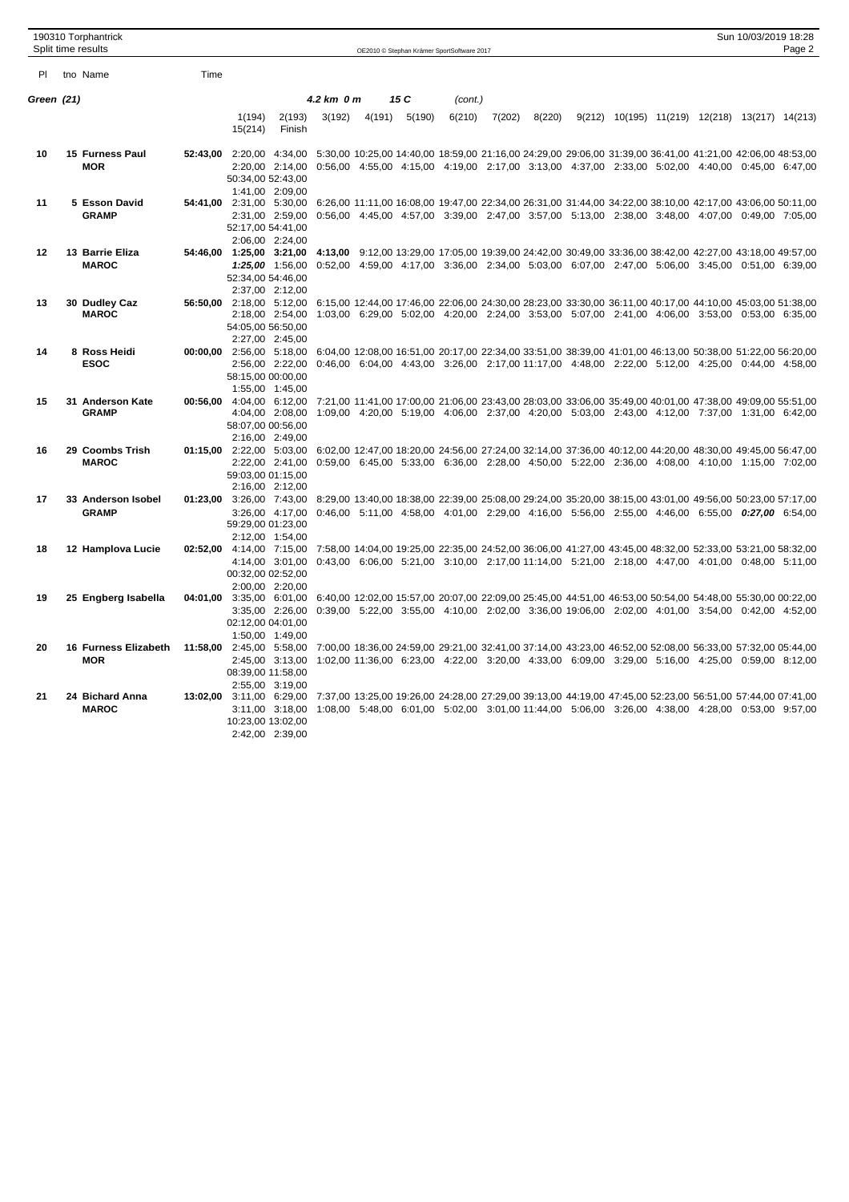Pl | tno | Name | Time

## Green (21)

4.2 km 0 m 15 C (cont.)

| Pl | tno | Name | Time | 1(194) | 2(193) | 3(192) | 4(191) | 5(190) | 6(210) | 7(202) | 8(220) | 9(212) | 10(195) | 11(219) | 12(218) | 13(217) | 14(213) | 15(214) | Finish |
|---|---|---|---|---|---|---|---|---|---|---|---|---|---|---|---|---|---|---|---|
| 10 | 15 | Furness Paul MOR | **52:43,00** | 2:20,00 | 4:34,00 | 5:30,00 | 10:25,00 | 14:40,00 | 18:59,00 | 21:16,00 | 24:29,00 | 29:06,00 | 31:39,00 | 36:41,00 | 41:21,00 | 42:06,00 | 48:53,00 | 50:34,00 | 52:43,00 |
| | | | | 2:20,00 | 2:14,00 | 0:56,00 | 4:55,00 | 4:15,00 | 4:19,00 | 2:17,00 | 3:13,00 | 4:37,00 | 2:33,00 | 5:02,00 | 4:40,00 | 0:45,00 | 6:47,00 | 1:41,00 | 2:09,00 |
| 11 | 5 | Esson David GRAMP | **54:41,00** | 2:31,00 | 5:30,00 | 6:26,00 | 11:11,00 | 16:08,00 | 19:47,00 | 22:34,00 | 26:31,00 | 31:44,00 | 34:22,00 | 38:10,00 | 42:17,00 | 43:06,00 | 50:11,00 | 52:17,00 | 54:41,00 |
| | | | | 2:31,00 | 2:59,00 | 0:56,00 | 4:45,00 | 4:57,00 | 3:39,00 | 2:47,00 | 3:57,00 | 5:13,00 | 2:38,00 | 3:48,00 | 4:07,00 | 0:49,00 | 7:05,00 | 2:06,00 | 2:24,00 |
| 12 | 13 | Barrie Eliza MAROC | **54:46,00** | **1:25,00** | **3:21,00** | **4:13,00** | 9:12,00 | 13:29,00 | 17:05,00 | 19:39,00 | 24:42,00 | 30:49,00 | 33:36,00 | 38:42,00 | 42:27,00 | 43:18,00 | 49:57,00 | 52:34,00 | 54:46,00 |
| | | | | ***1:25,00*** | 1:56,00 | 0:52,00 | 4:59,00 | 4:17,00 | 3:36,00 | 2:34,00 | 5:03,00 | 6:07,00 | 2:47,00 | 5:06,00 | 3:45,00 | 0:51,00 | 6:39,00 | 2:37,00 | 2:12,00 |
| 13 | 30 | Dudley Caz MAROC | **56:50,00** | 2:18,00 | 5:12,00 | 6:15,00 | 12:44,00 | 17:46,00 | 22:06,00 | 24:30,00 | 28:23,00 | 33:30,00 | 36:11,00 | 40:17,00 | 44:10,00 | 45:03,00 | 51:38,00 | 54:05,00 | 56:50,00 |
| | | | | 2:18,00 | 2:54,00 | 1:03,00 | 6:29,00 | 5:02,00 | 4:20,00 | 2:24,00 | 3:53,00 | 5:07,00 | 2:41,00 | 4:06,00 | 3:53,00 | 0:53,00 | 6:35,00 | 2:27,00 | 2:45,00 |
| 14 | 8 | Ross Heidi ESOC | **00:00,00** | 2:56,00 | 5:18,00 | 6:04,00 | 12:08,00 | 16:51,00 | 20:17,00 | 22:34,00 | 33:51,00 | 38:39,00 | 41:01,00 | 46:13,00 | 50:38,00 | 51:22,00 | 56:20,00 | 58:15,00 | 00:00,00 |
| | | | | 2:56,00 | 2:22,00 | 0:46,00 | 6:04,00 | 4:43,00 | 3:26,00 | 2:17,00 | 11:17,00 | 4:48,00 | 2:22,00 | 5:12,00 | 4:25,00 | 0:44,00 | 4:58,00 | 1:55,00 | 1:45,00 |
| 15 | 31 | Anderson Kate GRAMP | **00:56,00** | 4:04,00 | 6:12,00 | 7:21,00 | 11:41,00 | 17:00,00 | 21:06,00 | 23:43,00 | 28:03,00 | 33:06,00 | 35:49,00 | 40:01,00 | 47:38,00 | 49:09,00 | 55:51,00 | 58:07,00 | 00:56,00 |
| | | | | 4:04,00 | 2:08,00 | 1:09,00 | 4:20,00 | 5:19,00 | 4:06,00 | 2:37,00 | 4:20,00 | 5:03,00 | 2:43,00 | 4:12,00 | 7:37,00 | 1:31,00 | 6:42,00 | 2:16,00 | 2:49,00 |
| 16 | 29 | Coombs Trish MAROC | **01:15,00** | 2:22,00 | 5:03,00 | 6:02,00 | 12:47,00 | 18:20,00 | 24:56,00 | 27:24,00 | 32:14,00 | 37:36,00 | 40:12,00 | 44:20,00 | 48:30,00 | 49:45,00 | 56:47,00 | 59:03,00 | 01:15,00 |
| | | | | 2:22,00 | 2:41,00 | 0:59,00 | 6:45,00 | 5:33,00 | 6:36,00 | 2:28,00 | 4:50,00 | 5:22,00 | 2:36,00 | 4:08,00 | 4:10,00 | 1:15,00 | 7:02,00 | 2:16,00 | 2:12,00 |
| 17 | 33 | Anderson Isobel GRAMP | **01:23,00** | 3:26,00 | 7:43,00 | 8:29,00 | 13:40,00 | 18:38,00 | 22:39,00 | 25:08,00 | 29:24,00 | 35:20,00 | 38:15,00 | 43:01,00 | 49:56,00 | 50:23,00 | 57:17,00 | 59:29,00 | 01:23,00 |
| | | | | 3:26,00 | 4:17,00 | 0:46,00 | 5:11,00 | 4:58,00 | 4:01,00 | 2:29,00 | 4:16,00 | 5:56,00 | 2:55,00 | 4:46,00 | 6:55,00 | ***0:27,00*** | 6:54,00 | 2:12,00 | 1:54,00 |
| 18 | 12 | Hamplova Lucie | **02:52,00** | 4:14,00 | 7:15,00 | 7:58,00 | 14:04,00 | 19:25,00 | 22:35,00 | 24:52,00 | 36:06,00 | 41:27,00 | 43:45,00 | 48:32,00 | 52:33,00 | 53:21,00 | 58:32,00 | 00:32,00 | 02:52,00 |
| | | | | 4:14,00 | 3:01,00 | 0:43,00 | 6:06,00 | 5:21,00 | 3:10,00 | 2:17,00 | 11:14,00 | 5:21,00 | 2:18,00 | 4:47,00 | 4:01,00 | 0:48,00 | 5:11,00 | 2:00,00 | 2:20,00 |
| 19 | 25 | Engberg Isabella | **04:01,00** | 3:35,00 | 6:01,00 | 6:40,00 | 12:02,00 | 15:57,00 | 20:07,00 | 22:09,00 | 25:45,00 | 44:51,00 | 46:53,00 | 50:54,00 | 54:48,00 | 55:30,00 | 00:22,00 | 02:12,00 | 04:01,00 |
| | | | | 3:35,00 | 2:26,00 | 0:39,00 | 5:22,00 | 3:55,00 | 4:10,00 | 2:02,00 | 3:36,00 | 19:06,00 | 2:02,00 | 4:01,00 | 3:54,00 | 0:42,00 | 4:52,00 | 1:50,00 | 1:49,00 |
| 20 | 16 | Furness Elizabeth MOR | **11:58,00** | 2:45,00 | 5:58,00 | 7:00,00 | 18:36,00 | 24:59,00 | 29:21,00 | 32:41,00 | 37:14,00 | 43:23,00 | 46:52,00 | 52:08,00 | 56:33,00 | 57:32,00 | 05:44,00 | 08:39,00 | 11:58,00 |
| | | | | 2:45,00 | 3:13,00 | 1:02,00 | 11:36,00 | 6:23,00 | 4:22,00 | 3:20,00 | 4:33,00 | 6:09,00 | 3:29,00 | 5:16,00 | 4:25,00 | 0:59,00 | 8:12,00 | 2:55,00 | 3:19,00 |
| 21 | 24 | Bichard Anna MAROC | **13:02,00** | 3:11,00 | 6:29,00 | 7:37,00 | 13:25,00 | 19:26,00 | 24:28,00 | 27:29,00 | 39:13,00 | 44:19,00 | 47:45,00 | 52:23,00 | 56:51,00 | 57:44,00 | 07:41,00 | 10:23,00 | 13:02,00 |
| | | | | 3:11,00 | 3:18,00 | 1:08,00 | 5:48,00 | 6:01,00 | 5:02,00 | 3:01,00 | 11:44,00 | 5:06,00 | 3:26,00 | 4:38,00 | 4:28,00 | 0:53,00 | 9:57,00 | 2:42,00 | 2:39,00 |